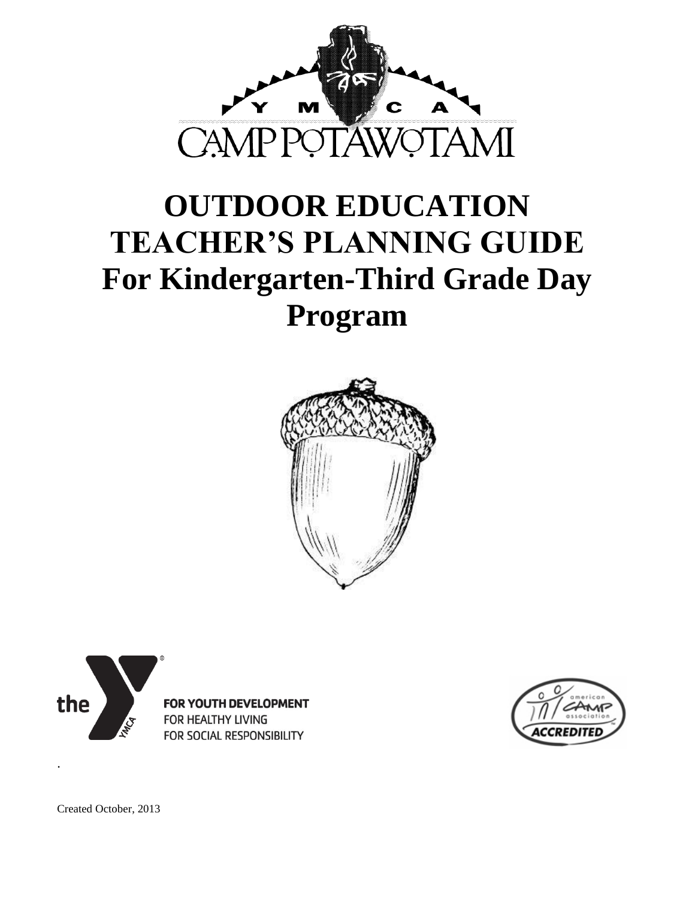Y M C A

CAMP POTAWOTAMI

# OUTDOOR EDUCATION TEACHER'S PLANNING GUIDE

# For Kindergarten-Third Grade Day Program

the YMCA

FOR YOUTH DEVELOPMENT
FOR HEALTHY LIVING
FOR SOCIAL RESPONSIBILITY

american camp association ACCREDITED

Created October, 2013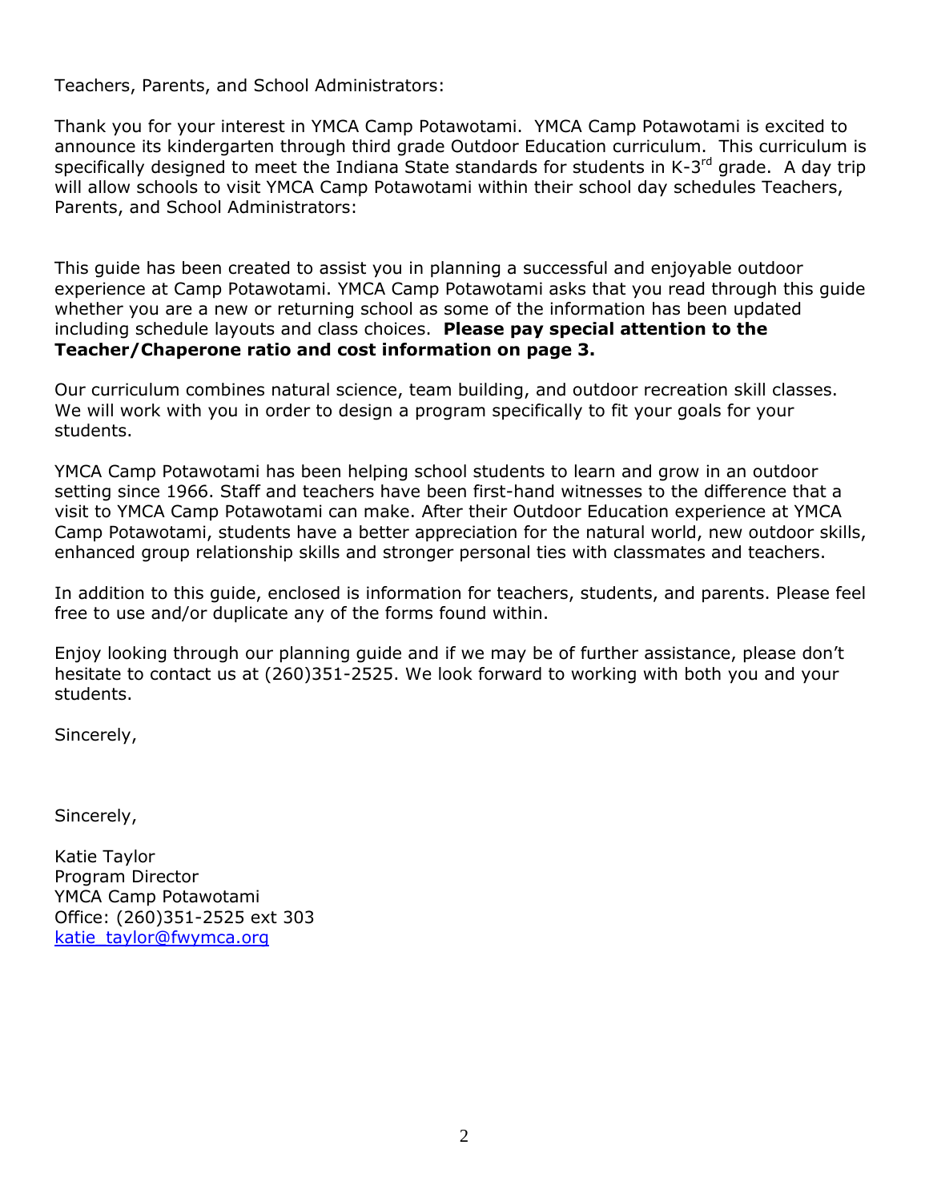Teachers, Parents, and School Administrators:

Thank you for your interest in YMCA Camp Potawotami. YMCA Camp Potawotami is excited to announce its kindergarten through third grade Outdoor Education curriculum. This curriculum is specifically designed to meet the Indiana State standards for students in K-3rd grade. A day trip will allow schools to visit YMCA Camp Potawotami within their school day schedules Teachers, Parents, and School Administrators:

This guide has been created to assist you in planning a successful and enjoyable outdoor experience at Camp Potawotami. YMCA Camp Potawotami asks that you read through this guide whether you are a new or returning school as some of the information has been updated including schedule layouts and class choices. **Please pay special attention to the Teacher/Chaperone ratio and cost information on page 3.**

Our curriculum combines natural science, team building, and outdoor recreation skill classes. We will work with you in order to design a program specifically to fit your goals for your students.

YMCA Camp Potawotami has been helping school students to learn and grow in an outdoor setting since 1966. Staff and teachers have been first-hand witnesses to the difference that a visit to YMCA Camp Potawotami can make. After their Outdoor Education experience at YMCA Camp Potawotami, students have a better appreciation for the natural world, new outdoor skills, enhanced group relationship skills and stronger personal ties with classmates and teachers.

In addition to this guide, enclosed is information for teachers, students, and parents. Please feel free to use and/or duplicate any of the forms found within.

Enjoy looking through our planning guide and if we may be of further assistance, please don't hesitate to contact us at (260)351-2525. We look forward to working with both you and your students.

Sincerely,

Sincerely,

Katie Taylor
Program Director
YMCA Camp Potawotami
Office: (260)351-2525 ext 303
katie_taylor@fwymca.org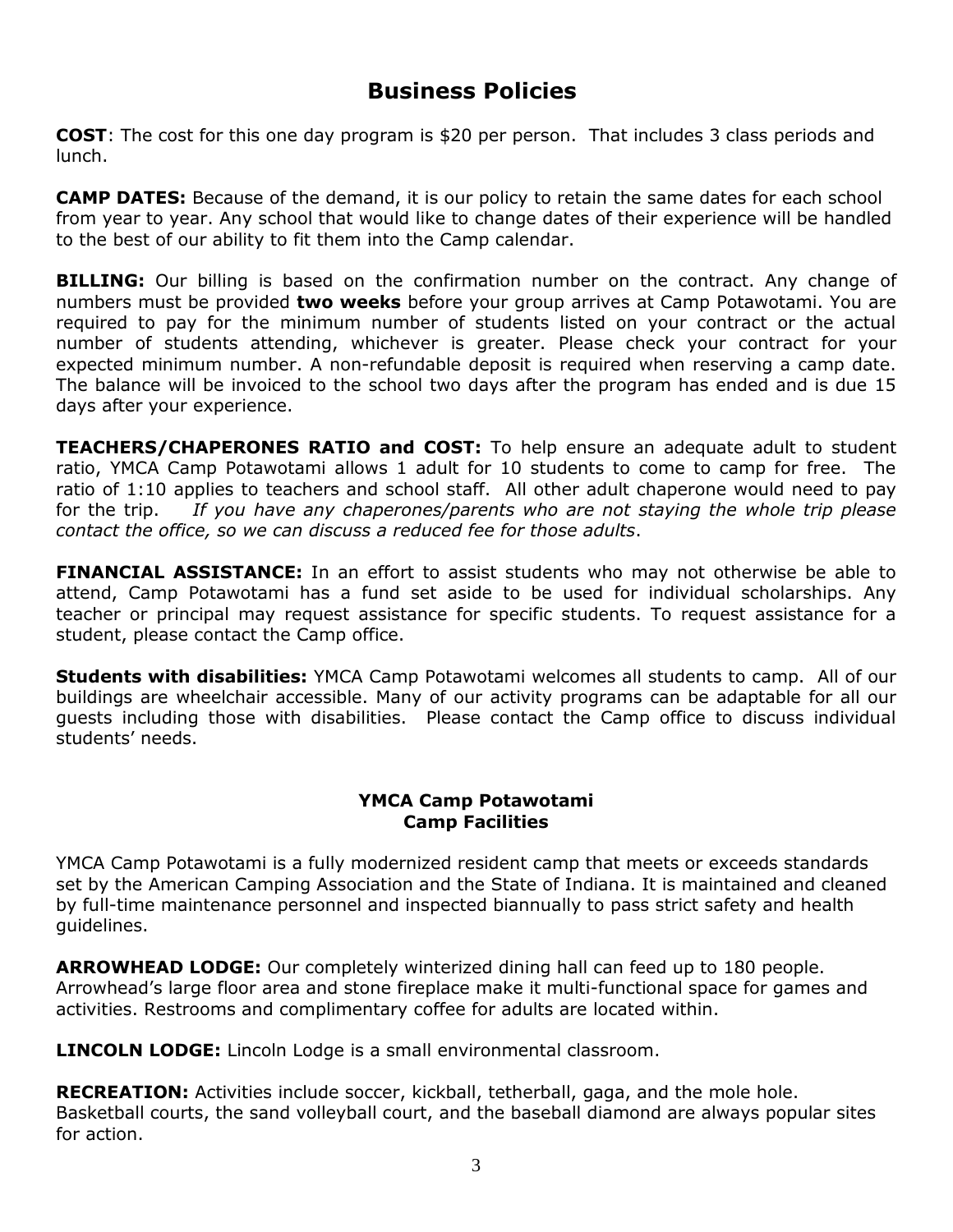# Business Policies

**COST**: The cost for this one day program is $20 per person. That includes 3 class periods and lunch.

**CAMP DATES:** Because of the demand, it is our policy to retain the same dates for each school from year to year. Any school that would like to change dates of their experience will be handled to the best of our ability to fit them into the Camp calendar.

**BILLING:** Our billing is based on the confirmation number on the contract. Any change of numbers must be provided **two weeks** before your group arrives at Camp Potawotami. You are required to pay for the minimum number of students listed on your contract or the actual number of students attending, whichever is greater. Please check your contract for your expected minimum number. A non-refundable deposit is required when reserving a camp date. The balance will be invoiced to the school two days after the program has ended and is due 15 days after your experience.

**TEACHERS/CHAPERONES RATIO and COST:** To help ensure an adequate adult to student ratio, YMCA Camp Potawotami allows 1 adult for 10 students to come to camp for free. The ratio of 1:10 applies to teachers and school staff. All other adult chaperone would need to pay for the trip. *If you have any chaperones/parents who are not staying the whole trip please contact the office, so we can discuss a reduced fee for those adults*.

**FINANCIAL ASSISTANCE:** In an effort to assist students who may not otherwise be able to attend, Camp Potawotami has a fund set aside to be used for individual scholarships. Any teacher or principal may request assistance for specific students. To request assistance for a student, please contact the Camp office.

**Students with disabilities:** YMCA Camp Potawotami welcomes all students to camp. All of our buildings are wheelchair accessible. Many of our activity programs can be adaptable for all our guests including those with disabilities. Please contact the Camp office to discuss individual students' needs.

## YMCA Camp Potawotami
## Camp Facilities

YMCA Camp Potawotami is a fully modernized resident camp that meets or exceeds standards set by the American Camping Association and the State of Indiana. It is maintained and cleaned by full-time maintenance personnel and inspected biannually to pass strict safety and health guidelines.

**ARROWHEAD LODGE:** Our completely winterized dining hall can feed up to 180 people. Arrowhead's large floor area and stone fireplace make it multi-functional space for games and activities. Restrooms and complimentary coffee for adults are located within.

**LINCOLN LODGE:** Lincoln Lodge is a small environmental classroom.

**RECREATION:** Activities include soccer, kickball, tetherball, gaga, and the mole hole. Basketball courts, the sand volleyball court, and the baseball diamond are always popular sites for action.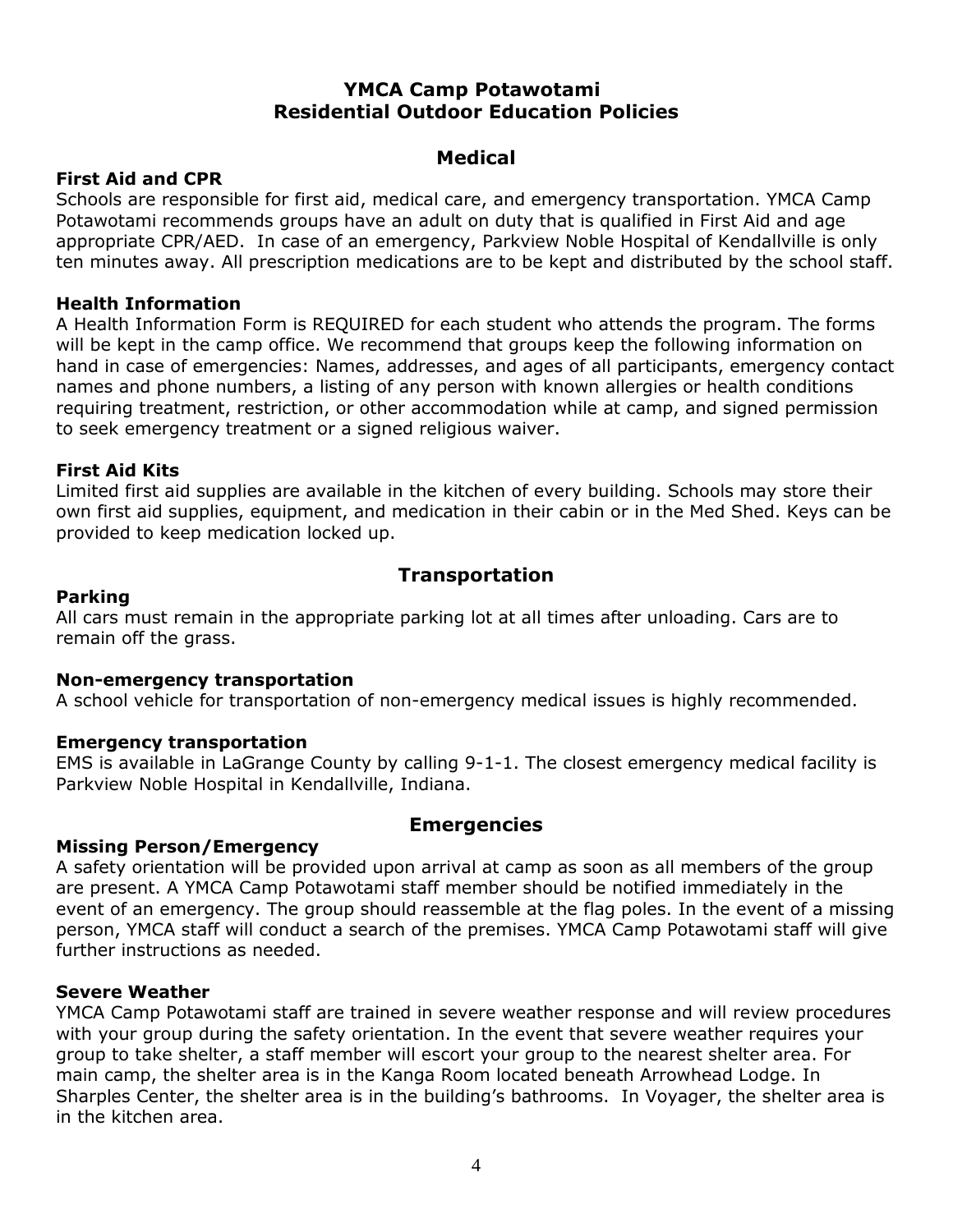# YMCA Camp Potawotami
# Residential Outdoor Education Policies

## Medical

### First Aid and CPR

Schools are responsible for first aid, medical care, and emergency transportation. YMCA Camp Potawotami recommends groups have an adult on duty that is qualified in First Aid and age appropriate CPR/AED. In case of an emergency, Parkview Noble Hospital of Kendallville is only ten minutes away. All prescription medications are to be kept and distributed by the school staff.

### Health Information

A Health Information Form is REQUIRED for each student who attends the program. The forms will be kept in the camp office. We recommend that groups keep the following information on hand in case of emergencies: Names, addresses, and ages of all participants, emergency contact names and phone numbers, a listing of any person with known allergies or health conditions requiring treatment, restriction, or other accommodation while at camp, and signed permission to seek emergency treatment or a signed religious waiver.

### First Aid Kits

Limited first aid supplies are available in the kitchen of every building. Schools may store their own first aid supplies, equipment, and medication in their cabin or in the Med Shed. Keys can be provided to keep medication locked up.

## Transportation

### Parking

All cars must remain in the appropriate parking lot at all times after unloading. Cars are to remain off the grass.

### Non-emergency transportation

A school vehicle for transportation of non-emergency medical issues is highly recommended.

### Emergency transportation

EMS is available in LaGrange County by calling 9-1-1. The closest emergency medical facility is Parkview Noble Hospital in Kendallville, Indiana.

## Emergencies

### Missing Person/Emergency

A safety orientation will be provided upon arrival at camp as soon as all members of the group are present. A YMCA Camp Potawotami staff member should be notified immediately in the event of an emergency. The group should reassemble at the flag poles. In the event of a missing person, YMCA staff will conduct a search of the premises. YMCA Camp Potawotami staff will give further instructions as needed.

### Severe Weather

YMCA Camp Potawotami staff are trained in severe weather response and will review procedures with your group during the safety orientation. In the event that severe weather requires your group to take shelter, a staff member will escort your group to the nearest shelter area. For main camp, the shelter area is in the Kanga Room located beneath Arrowhead Lodge. In Sharples Center, the shelter area is in the building's bathrooms. In Voyager, the shelter area is in the kitchen area.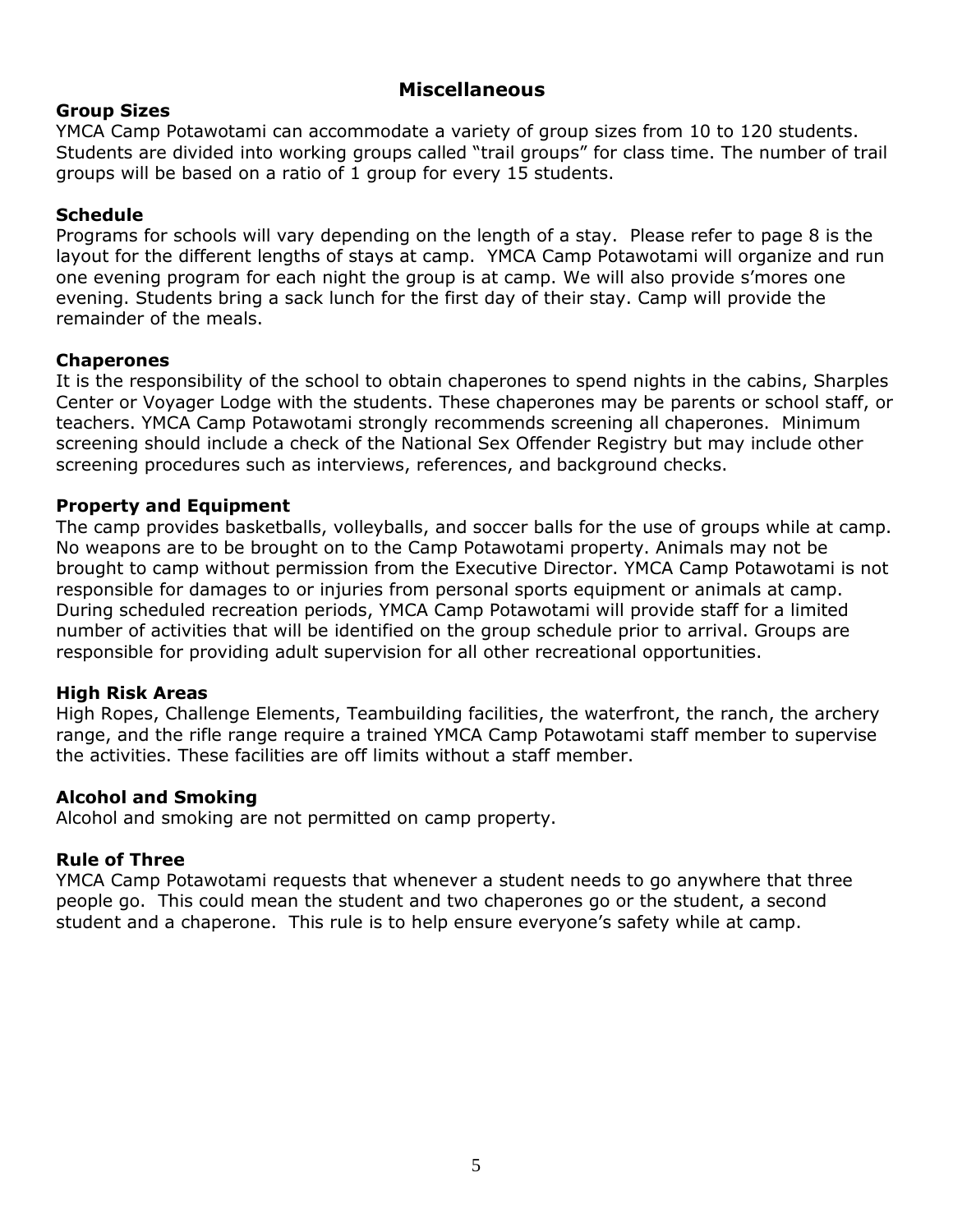# Miscellaneous

### Group Sizes

YMCA Camp Potawotami can accommodate a variety of group sizes from 10 to 120 students. Students are divided into working groups called "trail groups" for class time. The number of trail groups will be based on a ratio of 1 group for every 15 students.

### Schedule

Programs for schools will vary depending on the length of a stay. Please refer to page 8 is the layout for the different lengths of stays at camp. YMCA Camp Potawotami will organize and run one evening program for each night the group is at camp. We will also provide s'mores one evening. Students bring a sack lunch for the first day of their stay. Camp will provide the remainder of the meals.

### Chaperones

It is the responsibility of the school to obtain chaperones to spend nights in the cabins, Sharples Center or Voyager Lodge with the students. These chaperones may be parents or school staff, or teachers. YMCA Camp Potawotami strongly recommends screening all chaperones. Minimum screening should include a check of the National Sex Offender Registry but may include other screening procedures such as interviews, references, and background checks.

### Property and Equipment

The camp provides basketballs, volleyballs, and soccer balls for the use of groups while at camp. No weapons are to be brought on to the Camp Potawotami property. Animals may not be brought to camp without permission from the Executive Director. YMCA Camp Potawotami is not responsible for damages to or injuries from personal sports equipment or animals at camp. During scheduled recreation periods, YMCA Camp Potawotami will provide staff for a limited number of activities that will be identified on the group schedule prior to arrival. Groups are responsible for providing adult supervision for all other recreational opportunities.

### High Risk Areas

High Ropes, Challenge Elements, Teambuilding facilities, the waterfront, the ranch, the archery range, and the rifle range require a trained YMCA Camp Potawotami staff member to supervise the activities. These facilities are off limits without a staff member.

### Alcohol and Smoking

Alcohol and smoking are not permitted on camp property.

### Rule of Three

YMCA Camp Potawotami requests that whenever a student needs to go anywhere that three people go. This could mean the student and two chaperones go or the student, a second student and a chaperone. This rule is to help ensure everyone's safety while at camp.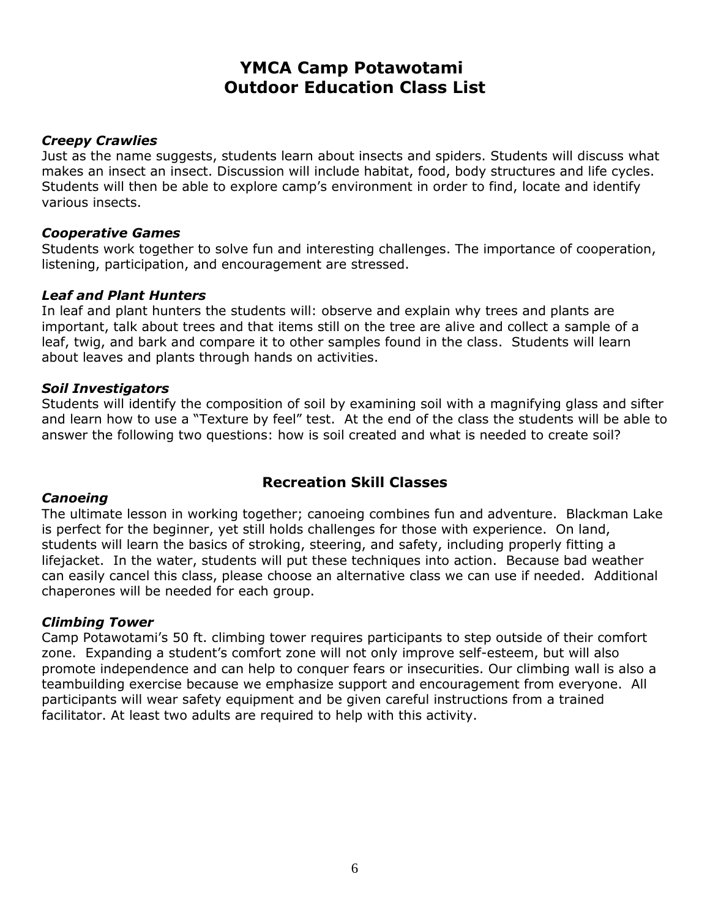# YMCA Camp Potawotami
# Outdoor Education Class List

### *Creepy Crawlies*

Just as the name suggests, students learn about insects and spiders. Students will discuss what makes an insect an insect. Discussion will include habitat, food, body structures and life cycles. Students will then be able to explore camp's environment in order to find, locate and identify various insects.

### *Cooperative Games*

Students work together to solve fun and interesting challenges. The importance of cooperation, listening, participation, and encouragement are stressed.

### *Leaf and Plant Hunters*

In leaf and plant hunters the students will: observe and explain why trees and plants are important, talk about trees and that items still on the tree are alive and collect a sample of a leaf, twig, and bark and compare it to other samples found in the class. Students will learn about leaves and plants through hands on activities.

### *Soil Investigators*

Students will identify the composition of soil by examining soil with a magnifying glass and sifter and learn how to use a "Texture by feel" test. At the end of the class the students will be able to answer the following two questions: how is soil created and what is needed to create soil?

## Recreation Skill Classes

### *Canoeing*

The ultimate lesson in working together; canoeing combines fun and adventure. Blackman Lake is perfect for the beginner, yet still holds challenges for those with experience. On land, students will learn the basics of stroking, steering, and safety, including properly fitting a lifejacket. In the water, students will put these techniques into action. Because bad weather can easily cancel this class, please choose an alternative class we can use if needed. Additional chaperones will be needed for each group.

### *Climbing Tower*

Camp Potawotami's 50 ft. climbing tower requires participants to step outside of their comfort zone. Expanding a student's comfort zone will not only improve self-esteem, but will also promote independence and can help to conquer fears or insecurities. Our climbing wall is also a teambuilding exercise because we emphasize support and encouragement from everyone. All participants will wear safety equipment and be given careful instructions from a trained facilitator. At least two adults are required to help with this activity.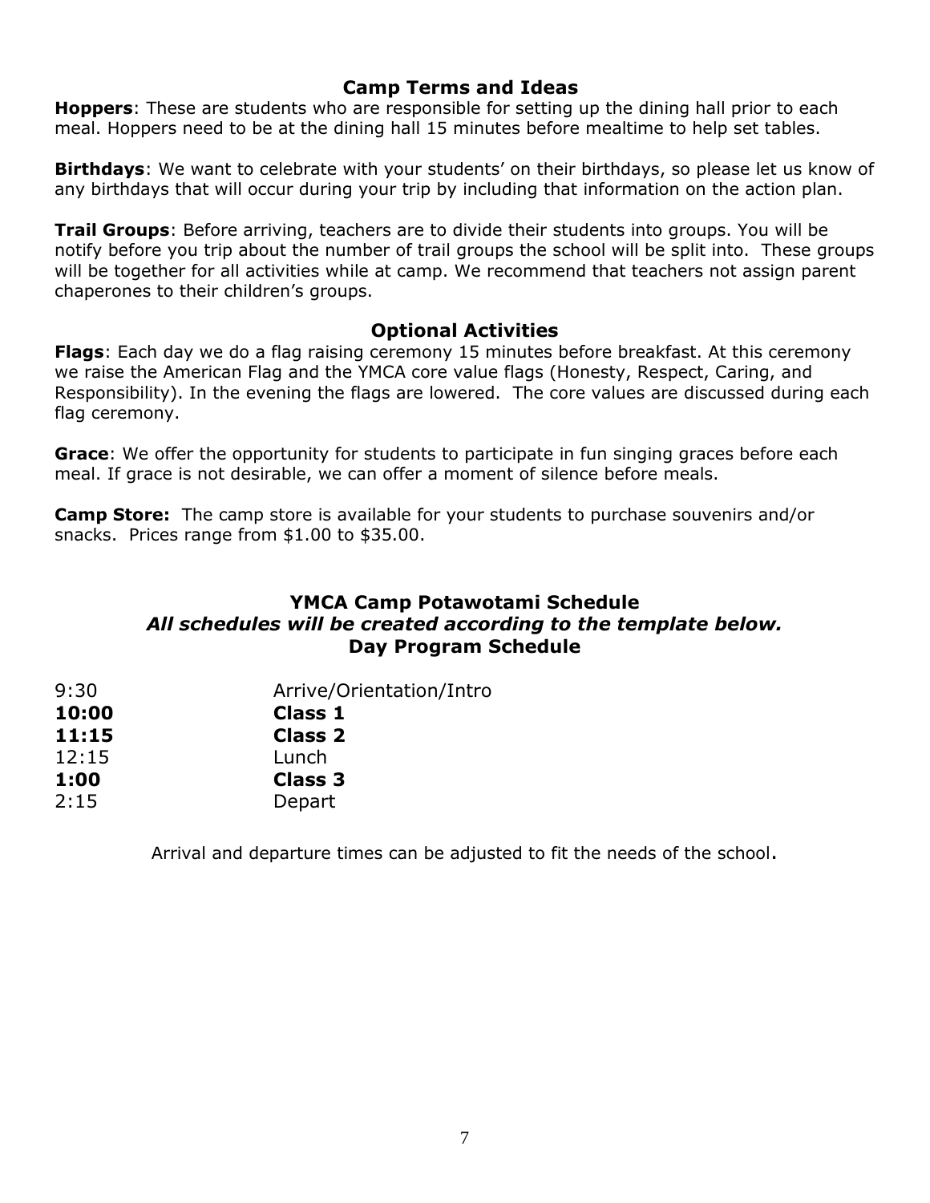## Camp Terms and Ideas

**Hoppers**: These are students who are responsible for setting up the dining hall prior to each meal. Hoppers need to be at the dining hall 15 minutes before mealtime to help set tables.

**Birthdays**: We want to celebrate with your students' on their birthdays, so please let us know of any birthdays that will occur during your trip by including that information on the action plan.

**Trail Groups**: Before arriving, teachers are to divide their students into groups. You will be notify before you trip about the number of trail groups the school will be split into. These groups will be together for all activities while at camp. We recommend that teachers not assign parent chaperones to their children's groups.

## Optional Activities

**Flags**: Each day we do a flag raising ceremony 15 minutes before breakfast. At this ceremony we raise the American Flag and the YMCA core value flags (Honesty, Respect, Caring, and Responsibility). In the evening the flags are lowered. The core values are discussed during each flag ceremony.

**Grace**: We offer the opportunity for students to participate in fun singing graces before each meal. If grace is not desirable, we can offer a moment of silence before meals.

**Camp Store:** The camp store is available for your students to purchase souvenirs and/or snacks. Prices range from $1.00 to $35.00.

## YMCA Camp Potawotami Schedule

***All schedules will be created according to the template below.***

### Day Program Schedule

| | |
|---|---|
| 9:30 | Arrive/Orientation/Intro |
| **10:00** | **Class 1** |
| **11:15** | **Class 2** |
| 12:15 | Lunch |
| **1:00** | **Class 3** |
| 2:15 | Depart |

Arrival and departure times can be adjusted to fit the needs of the school.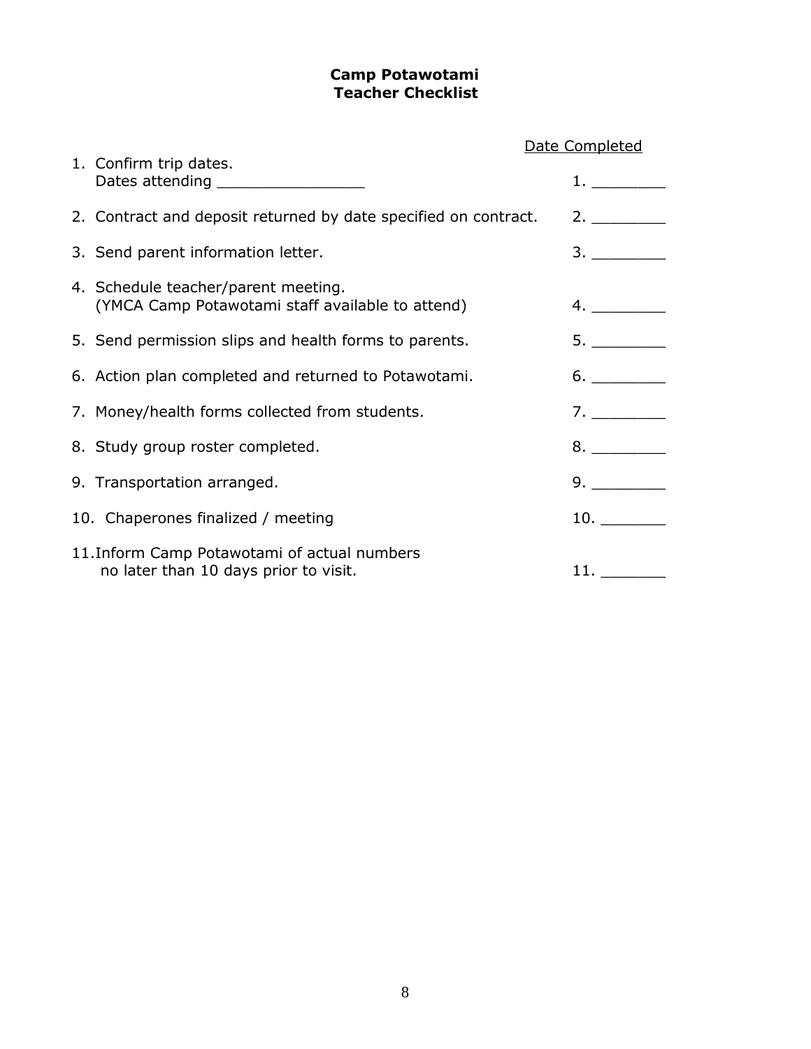# Camp Potawotami
## Teacher Checklist

| | Date Completed |
|---|---|
| 1. Confirm trip dates. Dates attending ________________ | 1. ________ |
| 2. Contract and deposit returned by date specified on contract. | 2. ________ |
| 3. Send parent information letter. | 3. ________ |
| 4. Schedule teacher/parent meeting. (YMCA Camp Potawotami staff available to attend) | 4. ________ |
| 5. Send permission slips and health forms to parents. | 5. ________ |
| 6. Action plan completed and returned to Potawotami. | 6. ________ |
| 7. Money/health forms collected from students. | 7. ________ |
| 8. Study group roster completed. | 8. ________ |
| 9. Transportation arranged. | 9. ________ |
| 10. Chaperones finalized / meeting | 10. _______ |
| 11. Inform Camp Potawotami of actual numbers no later than 10 days prior to visit. | 11. _______ |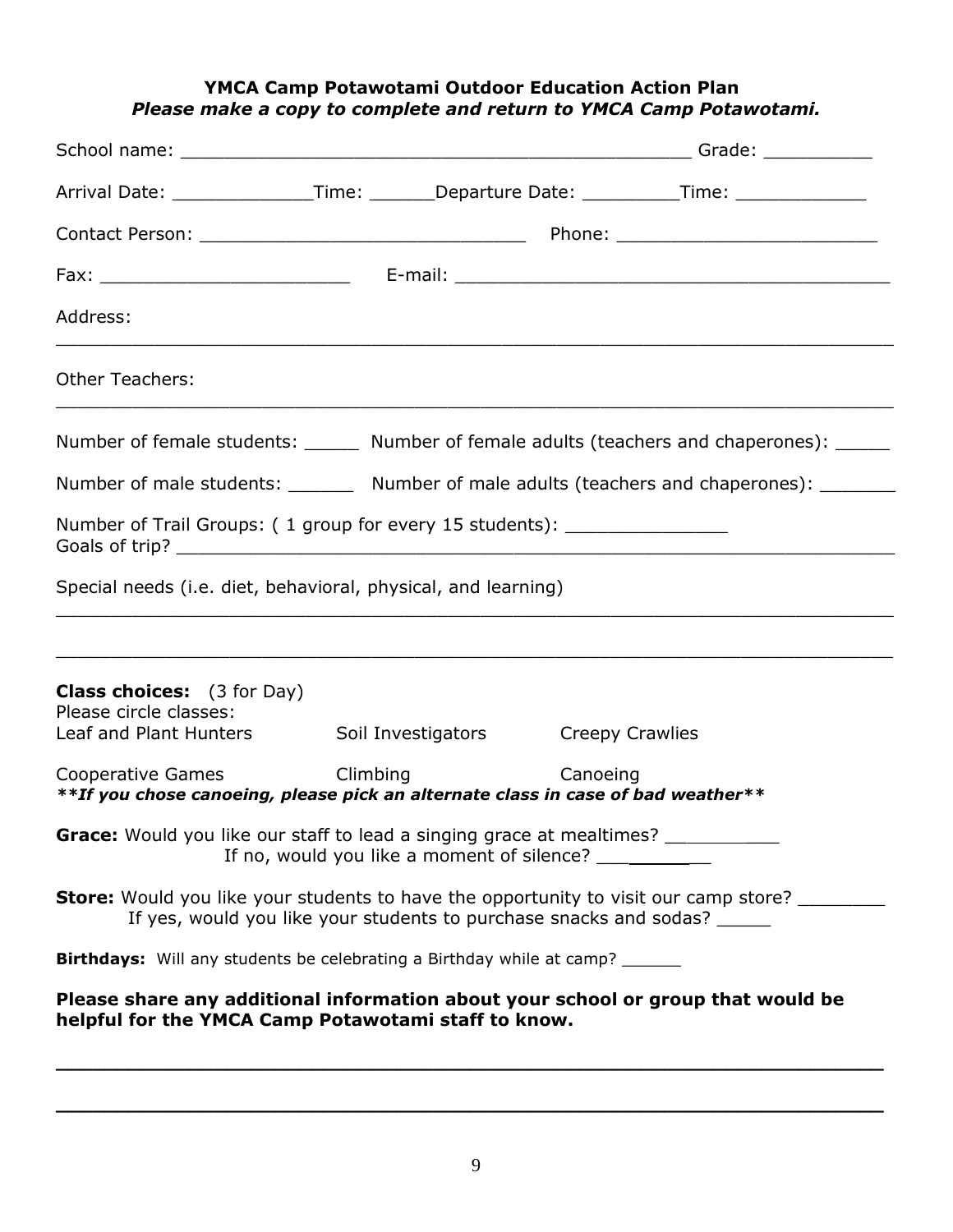**YMCA Camp Potawotami Outdoor Education Action Plan**
***Please make a copy to complete and return to YMCA Camp Potawotami.***

School name: ______________________________________________ Grade: __________

Arrival Date: _____________Time: ______Departure Date: _________Time: ____________

Contact Person: ______________________________ Phone: ________________________

Fax: ______________________ E-mail: ________________________________________

Address:
______________________________________________________________________________

Other Teachers:
______________________________________________________________________________

Number of female students: _____ Number of female adults (teachers and chaperones): _____

Number of male students: ______ Number of male adults (teachers and chaperones): _______

Number of Trail Groups: ( 1 group for every 15 students): _______________
Goals of trip? ______________________________________________________________

Special needs (i.e. diet, behavioral, physical, and learning)
______________________________________________________________________________

______________________________________________________________________________

**Class choices:** (3 for Day)
Please circle classes:

| | | |
|---|---|---|
| Leaf and Plant Hunters | Soil Investigators | Creepy Crawlies |
| Cooperative Games | Climbing | Canoeing |

***\*\*If you chose canoeing, please pick an alternate class in case of bad weather\*\****

**Grace:** Would you like our staff to lead a singing grace at mealtimes? __________
If no, would you like a moment of silence? __________

**Store:** Would you like your students to have the opportunity to visit our camp store? ________
If yes, would you like your students to purchase snacks and sodas? _____

**Birthdays:** Will any students be celebrating a Birthday while at camp? ______

**Please share any additional information about your school or group that would be helpful for the YMCA Camp Potawotami staff to know.**

______________________________________________________________________________

______________________________________________________________________________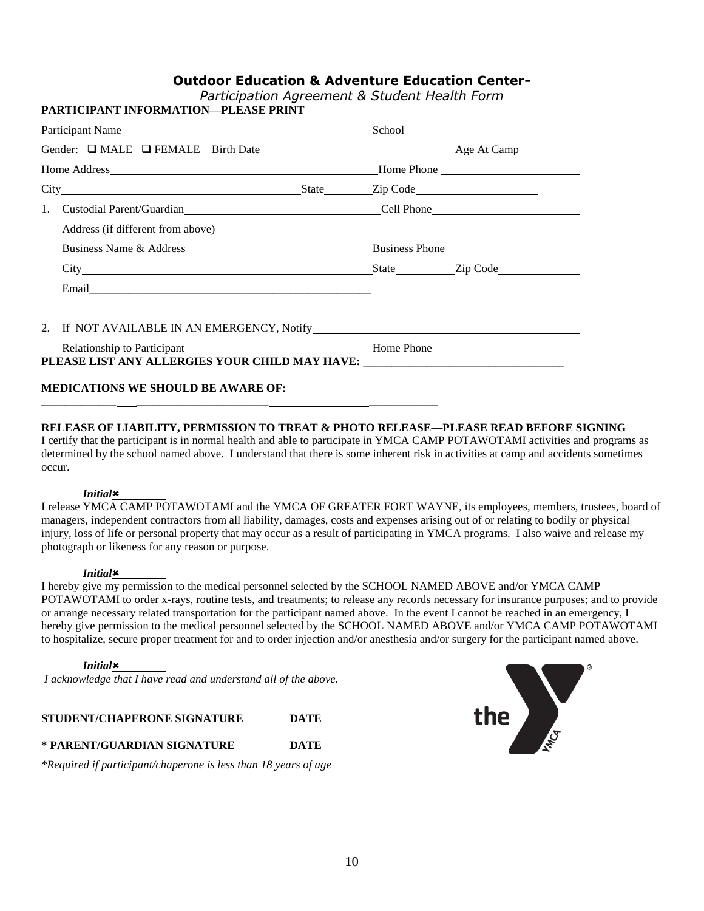## Outdoor Education & Adventure Education Center-

*Participation Agreement & Student Health Form*

**PARTICIPANT INFORMATION—PLEASE PRINT**

Participant Name_______________________________________ School______________________________

Gender: ❑ MALE ❑ FEMALE Birth Date________________________________ Age At Camp__________

Home Address_____________________________________________ Home Phone ______________________

City_________________________________________ State________ Zip Code____________________

1. Custodial Parent/Guardian_________________________________ Cell Phone________________________

   Address (if different from above)_______________________________________________________________

   Business Name & Address_______________________________ Business Phone______________________

   City______________________________________________________ State__________ Zip Code_____________

   Email_____________________________________________________

2. If NOT AVAILABLE IN AN EMERGENCY, Notify_____________________________________________

   Relationship to Participant_______________________________ Home Phone_________________________

**PLEASE LIST ANY ALLERGIES YOUR CHILD MAY HAVE:** ___________________________________

**MEDICATIONS WE SHOULD BE AWARE OF:**

___________________________________________________________________________

**RELEASE OF LIABILITY, PERMISSION TO TREAT & PHOTO RELEASE—PLEASE READ BEFORE SIGNING**

I certify that the participant is in normal health and able to participate in YMCA CAMP POTAWOTAMI activities and programs as determined by the school named above. I understand that there is some inherent risk in activities at camp and accidents sometimes occur.

***Initial*✖________**

I release YMCA CAMP POTAWOTAMI and the YMCA OF GREATER FORT WAYNE, its employees, members, trustees, board of managers, independent contractors from all liability, damages, costs and expenses arising out of or relating to bodily or physical injury, loss of life or personal property that may occur as a result of participating in YMCA programs. I also waive and release my photograph or likeness for any reason or purpose.

***Initial*✖________**

I hereby give my permission to the medical personnel selected by the SCHOOL NAMED ABOVE and/or YMCA CAMP POTAWOTAMI to order x-rays, routine tests, and treatments; to release any records necessary for insurance purposes; and to provide or arrange necessary related transportation for the participant named above. In the event I cannot be reached in an emergency, I hereby give permission to the medical personnel selected by the SCHOOL NAMED ABOVE and/or YMCA CAMP POTAWOTAMI to hospitalize, secure proper treatment for and to order injection and/or anesthesia and/or surgery for the participant named above.

***Initial*✖________**

*I acknowledge that I have read and understand all of the above.*

___________________________________________

**STUDENT/CHAPERONE SIGNATURE DATE**

___________________________________________

**\* PARENT/GUARDIAN SIGNATURE DATE**

*\*Required if participant/chaperone is less than 18 years of age*